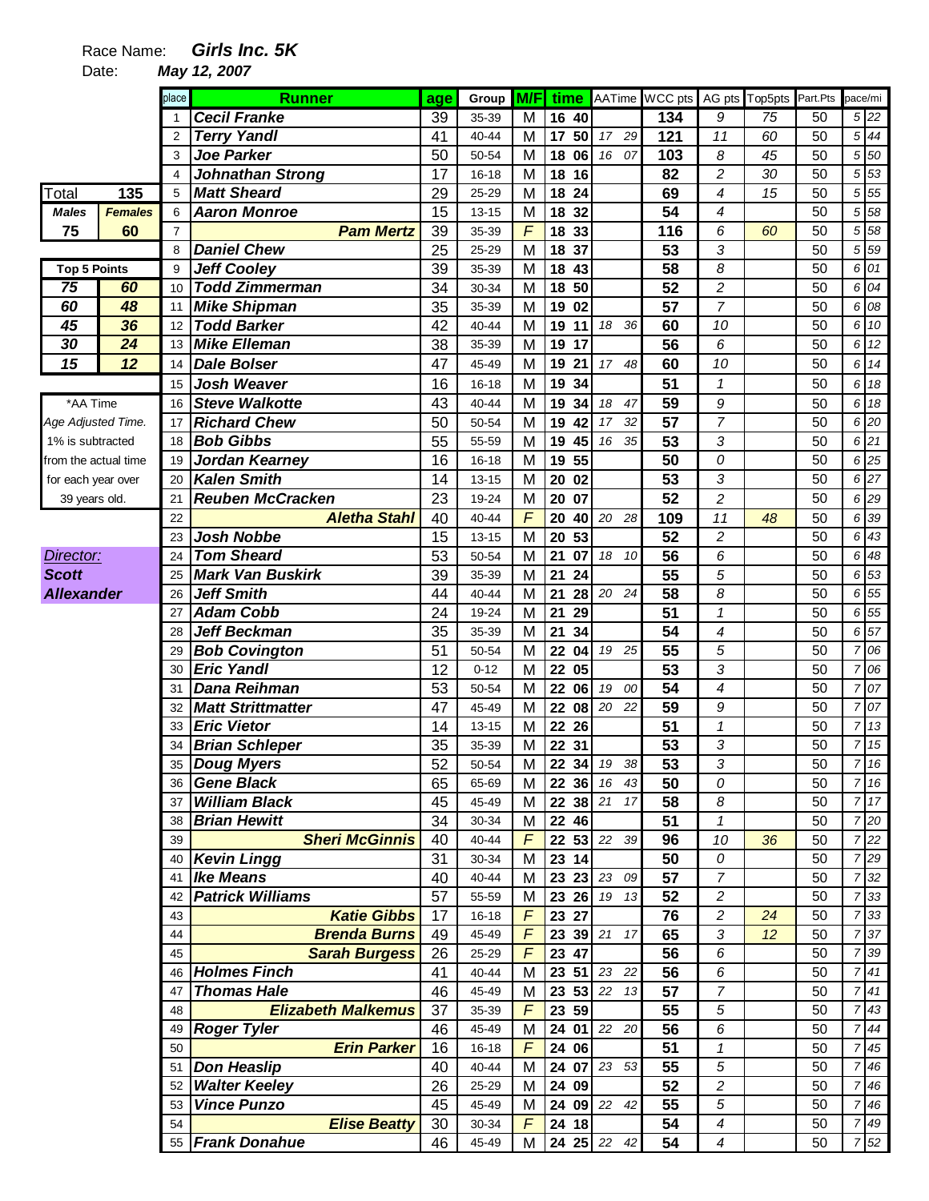Race Name: ***Girls Inc. 5K***

Date: ***May 12, 2007***

| Total | 135 |
|---|---|
| **Males** | **Females** |
| **75** | **60** |

| Top 5 Points | |
|---|---|
| 75 | 60 |
| 60 | 48 |
| 45 | 36 |
| 30 | 24 |
| 15 | 12 |

*AA Time
Age Adjusted Time.
1% is subtracted
from the actual time
for each year over
39 years old.

*Director:*
***Scott Allexander***

| place | Runner | age | Group | M/F | time | | AATime | | WCC pts | AG pts | Top5pts | Part.Pts | pace/mi | |
|---|---|---|---|---|---|---|---|---|---|---|---|---|---|---|
| 1 | Cecil Franke | 39 | 35-39 | M | 16 | 40 | | | 134 | 9 | 75 | 50 | 5 | 22 |
| 2 | Terry Yandl | 41 | 40-44 | M | 17 | 50 | 17 | 29 | 121 | 11 | 60 | 50 | 5 | 44 |
| 3 | Joe Parker | 50 | 50-54 | M | 18 | 06 | 16 | 07 | 103 | 8 | 45 | 50 | 5 | 50 |
| 4 | Johnathan Strong | 17 | 16-18 | M | 18 | 16 | | | 82 | 2 | 30 | 50 | 5 | 53 |
| 5 | Matt Sheard | 29 | 25-29 | M | 18 | 24 | | | 69 | 4 | 15 | 50 | 5 | 55 |
| 6 | Aaron Monroe | 15 | 13-15 | M | 18 | 32 | | | 54 | 4 | | 50 | 5 | 58 |
| 7 | Pam Mertz | 39 | 35-39 | F | 18 | 33 | | | 116 | 6 | 60 | 50 | 5 | 58 |
| 8 | Daniel Chew | 25 | 25-29 | M | 18 | 37 | | | 53 | 3 | | 50 | 5 | 59 |
| 9 | Jeff Cooley | 39 | 35-39 | M | 18 | 43 | | | 58 | 8 | | 50 | 6 | 01 |
| 10 | Todd Zimmerman | 34 | 30-34 | M | 18 | 50 | | | 52 | 2 | | 50 | 6 | 04 |
| 11 | Mike Shipman | 35 | 35-39 | M | 19 | 02 | | | 57 | 7 | | 50 | 6 | 08 |
| 12 | Todd Barker | 42 | 40-44 | M | 19 | 11 | 18 | 36 | 60 | 10 | | 50 | 6 | 10 |
| 13 | Mike Elleman | 38 | 35-39 | M | 19 | 17 | | | 56 | 6 | | 50 | 6 | 12 |
| 14 | Dale Bolser | 47 | 45-49 | M | 19 | 21 | 17 | 48 | 60 | 10 | | 50 | 6 | 14 |
| 15 | Josh Weaver | 16 | 16-18 | M | 19 | 34 | | | 51 | 1 | | 50 | 6 | 18 |
| 16 | Steve Walkotte | 43 | 40-44 | M | 19 | 34 | 18 | 47 | 59 | 9 | | 50 | 6 | 18 |
| 17 | Richard Chew | 50 | 50-54 | M | 19 | 42 | 17 | 32 | 57 | 7 | | 50 | 6 | 20 |
| 18 | Bob Gibbs | 55 | 55-59 | M | 19 | 45 | 16 | 35 | 53 | 3 | | 50 | 6 | 21 |
| 19 | Jordan Kearney | 16 | 16-18 | M | 19 | 55 | | | 50 | 0 | | 50 | 6 | 25 |
| 20 | Kalen Smith | 14 | 13-15 | M | 20 | 02 | | | 53 | 3 | | 50 | 6 | 27 |
| 21 | Reuben McCracken | 23 | 19-24 | M | 20 | 07 | | | 52 | 2 | | 50 | 6 | 29 |
| 22 | Aletha Stahl | 40 | 40-44 | F | 20 | 40 | 20 | 28 | 109 | 11 | 48 | 50 | 6 | 39 |
| 23 | Josh Nobbe | 15 | 13-15 | M | 20 | 53 | | | 52 | 2 | | 50 | 6 | 43 |
| 24 | Tom Sheard | 53 | 50-54 | M | 21 | 07 | 18 | 10 | 56 | 6 | | 50 | 6 | 48 |
| 25 | Mark Van Buskirk | 39 | 35-39 | M | 21 | 24 | | | 55 | 5 | | 50 | 6 | 53 |
| 26 | Jeff Smith | 44 | 40-44 | M | 21 | 28 | 20 | 24 | 58 | 8 | | 50 | 6 | 55 |
| 27 | Adam Cobb | 24 | 19-24 | M | 21 | 29 | | | 51 | 1 | | 50 | 6 | 55 |
| 28 | Jeff Beckman | 35 | 35-39 | M | 21 | 34 | | | 54 | 4 | | 50 | 6 | 57 |
| 29 | Bob Covington | 51 | 50-54 | M | 22 | 04 | 19 | 25 | 55 | 5 | | 50 | 7 | 06 |
| 30 | Eric Yandl | 12 | 0-12 | M | 22 | 05 | | | 53 | 3 | | 50 | 7 | 06 |
| 31 | Dana Reihman | 53 | 50-54 | M | 22 | 06 | 19 | 00 | 54 | 4 | | 50 | 7 | 07 |
| 32 | Matt Strittmatter | 47 | 45-49 | M | 22 | 08 | 20 | 22 | 59 | 9 | | 50 | 7 | 07 |
| 33 | Eric Vietor | 14 | 13-15 | M | 22 | 26 | | | 51 | 1 | | 50 | 7 | 13 |
| 34 | Brian Schleper | 35 | 35-39 | M | 22 | 31 | | | 53 | 3 | | 50 | 7 | 15 |
| 35 | Doug Myers | 52 | 50-54 | M | 22 | 34 | 19 | 38 | 53 | 3 | | 50 | 7 | 16 |
| 36 | Gene Black | 65 | 65-69 | M | 22 | 36 | 16 | 43 | 50 | 0 | | 50 | 7 | 16 |
| 37 | William Black | 45 | 45-49 | M | 22 | 38 | 21 | 17 | 58 | 8 | | 50 | 7 | 17 |
| 38 | Brian Hewitt | 34 | 30-34 | M | 22 | 46 | | | 51 | 1 | | 50 | 7 | 20 |
| 39 | Sheri McGinnis | 40 | 40-44 | F | 22 | 53 | 22 | 39 | 96 | 10 | 36 | 50 | 7 | 22 |
| 40 | Kevin Lingg | 31 | 30-34 | M | 23 | 14 | | | 50 | 0 | | 50 | 7 | 29 |
| 41 | Ike Means | 40 | 40-44 | M | 23 | 23 | 23 | 09 | 57 | 7 | | 50 | 7 | 32 |
| 42 | Patrick Williams | 57 | 55-59 | M | 23 | 26 | 19 | 13 | 52 | 2 | | 50 | 7 | 33 |
| 43 | Katie Gibbs | 17 | 16-18 | F | 23 | 27 | | | 76 | 2 | 24 | 50 | 7 | 33 |
| 44 | Brenda Burns | 49 | 45-49 | F | 23 | 39 | 21 | 17 | 65 | 3 | 12 | 50 | 7 | 37 |
| 45 | Sarah Burgess | 26 | 25-29 | F | 23 | 47 | | | 56 | 6 | | 50 | 7 | 39 |
| 46 | Holmes Finch | 41 | 40-44 | M | 23 | 51 | 23 | 22 | 56 | 6 | | 50 | 7 | 41 |
| 47 | Thomas Hale | 46 | 45-49 | M | 23 | 53 | 22 | 13 | 57 | 7 | | 50 | 7 | 41 |
| 48 | Elizabeth Malkemus | 37 | 35-39 | F | 23 | 59 | | | 55 | 5 | | 50 | 7 | 43 |
| 49 | Roger Tyler | 46 | 45-49 | M | 24 | 01 | 22 | 20 | 56 | 6 | | 50 | 7 | 44 |
| 50 | Erin Parker | 16 | 16-18 | F | 24 | 06 | | | 51 | 1 | | 50 | 7 | 45 |
| 51 | Don Heaslip | 40 | 40-44 | M | 24 | 07 | 23 | 53 | 55 | 5 | | 50 | 7 | 46 |
| 52 | Walter Keeley | 26 | 25-29 | M | 24 | 09 | | | 52 | 2 | | 50 | 7 | 46 |
| 53 | Vince Punzo | 45 | 45-49 | M | 24 | 09 | 22 | 42 | 55 | 5 | | 50 | 7 | 46 |
| 54 | Elise Beatty | 30 | 30-34 | F | 24 | 18 | | | 54 | 4 | | 50 | 7 | 49 |
| 55 | Frank Donahue | 46 | 45-49 | M | 24 | 25 | 22 | 42 | 54 | 4 | | 50 | 7 | 52 |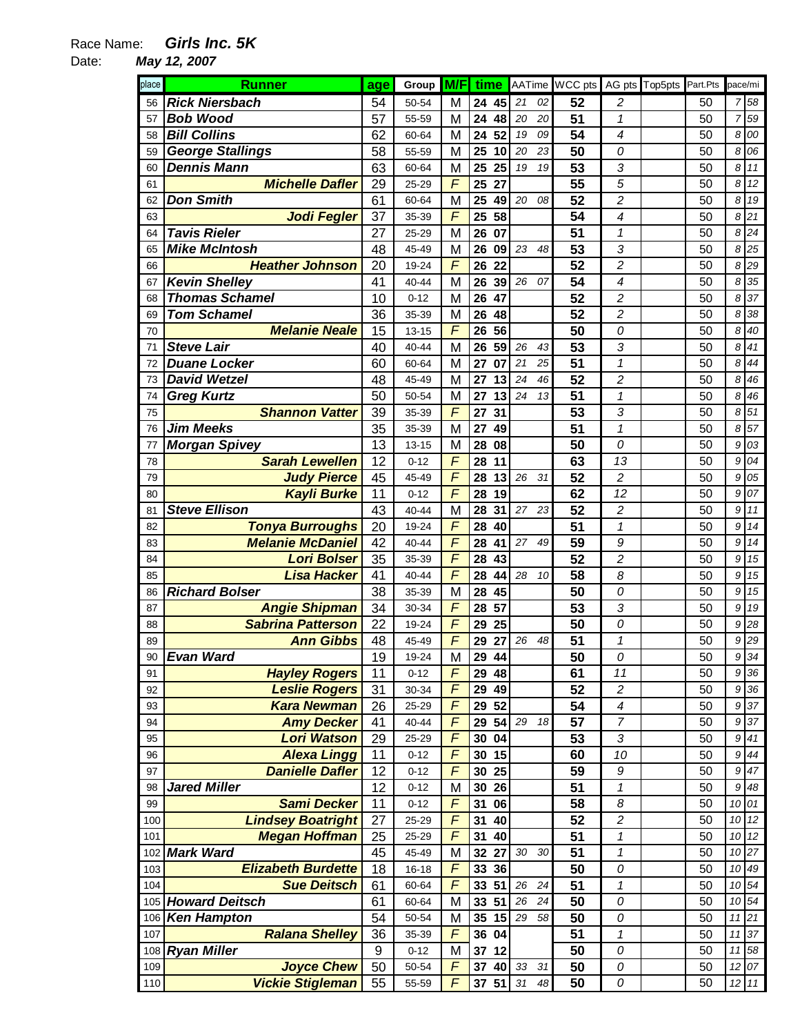Race Name: ***Girls Inc. 5K***

Date: ***May 12, 2007***

| place | Runner | age | Group | M/F | time | | AATime | | WCC pts | AG pts | Top5pts | Part.Pts | pace/mi | |
|---|---|---|---|---|---|---|---|---|---|---|---|---|---|---|
| 56 | Rick Niersbach | 54 | 50-54 | M | 24 | 45 | 21 | 02 | 52 | 2 | | 50 | 7 | 58 |
| 57 | Bob Wood | 57 | 55-59 | M | 24 | 48 | 20 | 20 | 51 | 1 | | 50 | 7 | 59 |
| 58 | Bill Collins | 62 | 60-64 | M | 24 | 52 | 19 | 09 | 54 | 4 | | 50 | 8 | 00 |
| 59 | George Stallings | 58 | 55-59 | M | 25 | 10 | 20 | 23 | 50 | 0 | | 50 | 8 | 06 |
| 60 | Dennis Mann | 63 | 60-64 | M | 25 | 25 | 19 | 19 | 53 | 3 | | 50 | 8 | 11 |
| 61 | Michelle Dafler | 29 | 25-29 | F | 25 | 27 | | | 55 | 5 | | 50 | 8 | 12 |
| 62 | Don Smith | 61 | 60-64 | M | 25 | 49 | 20 | 08 | 52 | 2 | | 50 | 8 | 19 |
| 63 | Jodi Fegler | 37 | 35-39 | F | 25 | 58 | | | 54 | 4 | | 50 | 8 | 21 |
| 64 | Tavis Rieler | 27 | 25-29 | M | 26 | 07 | | | 51 | 1 | | 50 | 8 | 24 |
| 65 | Mike McIntosh | 48 | 45-49 | M | 26 | 09 | 23 | 48 | 53 | 3 | | 50 | 8 | 25 |
| 66 | Heather Johnson | 20 | 19-24 | F | 26 | 22 | | | 52 | 2 | | 50 | 8 | 29 |
| 67 | Kevin Shelley | 41 | 40-44 | M | 26 | 39 | 26 | 07 | 54 | 4 | | 50 | 8 | 35 |
| 68 | Thomas Schamel | 10 | 0-12 | M | 26 | 47 | | | 52 | 2 | | 50 | 8 | 37 |
| 69 | Tom Schamel | 36 | 35-39 | M | 26 | 48 | | | 52 | 2 | | 50 | 8 | 38 |
| 70 | Melanie Neale | 15 | 13-15 | F | 26 | 56 | | | 50 | 0 | | 50 | 8 | 40 |
| 71 | Steve Lair | 40 | 40-44 | M | 26 | 59 | 26 | 43 | 53 | 3 | | 50 | 8 | 41 |
| 72 | Duane Locker | 60 | 60-64 | M | 27 | 07 | 21 | 25 | 51 | 1 | | 50 | 8 | 44 |
| 73 | David Wetzel | 48 | 45-49 | M | 27 | 13 | 24 | 46 | 52 | 2 | | 50 | 8 | 46 |
| 74 | Greg Kurtz | 50 | 50-54 | M | 27 | 13 | 24 | 13 | 51 | 1 | | 50 | 8 | 46 |
| 75 | Shannon Vatter | 39 | 35-39 | F | 27 | 31 | | | 53 | 3 | | 50 | 8 | 51 |
| 76 | Jim Meeks | 35 | 35-39 | M | 27 | 49 | | | 51 | 1 | | 50 | 8 | 57 |
| 77 | Morgan Spivey | 13 | 13-15 | M | 28 | 08 | | | 50 | 0 | | 50 | 9 | 03 |
| 78 | Sarah Lewellen | 12 | 0-12 | F | 28 | 11 | | | 63 | 13 | | 50 | 9 | 04 |
| 79 | Judy Pierce | 45 | 45-49 | F | 28 | 13 | 26 | 31 | 52 | 2 | | 50 | 9 | 05 |
| 80 | Kayli Burke | 11 | 0-12 | F | 28 | 19 | | | 62 | 12 | | 50 | 9 | 07 |
| 81 | Steve Ellison | 43 | 40-44 | M | 28 | 31 | 27 | 23 | 52 | 2 | | 50 | 9 | 11 |
| 82 | Tonya Burroughs | 20 | 19-24 | F | 28 | 40 | | | 51 | 1 | | 50 | 9 | 14 |
| 83 | Melanie McDaniel | 42 | 40-44 | F | 28 | 41 | 27 | 49 | 59 | 9 | | 50 | 9 | 14 |
| 84 | Lori Bolser | 35 | 35-39 | F | 28 | 43 | | | 52 | 2 | | 50 | 9 | 15 |
| 85 | Lisa Hacker | 41 | 40-44 | F | 28 | 44 | 28 | 10 | 58 | 8 | | 50 | 9 | 15 |
| 86 | Richard Bolser | 38 | 35-39 | M | 28 | 45 | | | 50 | 0 | | 50 | 9 | 15 |
| 87 | Angie Shipman | 34 | 30-34 | F | 28 | 57 | | | 53 | 3 | | 50 | 9 | 19 |
| 88 | Sabrina Patterson | 22 | 19-24 | F | 29 | 25 | | | 50 | 0 | | 50 | 9 | 28 |
| 89 | Ann Gibbs | 48 | 45-49 | F | 29 | 27 | 26 | 48 | 51 | 1 | | 50 | 9 | 29 |
| 90 | Evan Ward | 19 | 19-24 | M | 29 | 44 | | | 50 | 0 | | 50 | 9 | 34 |
| 91 | Hayley Rogers | 11 | 0-12 | F | 29 | 48 | | | 61 | 11 | | 50 | 9 | 36 |
| 92 | Leslie Rogers | 31 | 30-34 | F | 29 | 49 | | | 52 | 2 | | 50 | 9 | 36 |
| 93 | Kara Newman | 26 | 25-29 | F | 29 | 52 | | | 54 | 4 | | 50 | 9 | 37 |
| 94 | Amy Decker | 41 | 40-44 | F | 29 | 54 | 29 | 18 | 57 | 7 | | 50 | 9 | 37 |
| 95 | Lori Watson | 29 | 25-29 | F | 30 | 04 | | | 53 | 3 | | 50 | 9 | 41 |
| 96 | Alexa Lingg | 11 | 0-12 | F | 30 | 15 | | | 60 | 10 | | 50 | 9 | 44 |
| 97 | Danielle Dafler | 12 | 0-12 | F | 30 | 25 | | | 59 | 9 | | 50 | 9 | 47 |
| 98 | Jared Miller | 12 | 0-12 | M | 30 | 26 | | | 51 | 1 | | 50 | 9 | 48 |
| 99 | Sami Decker | 11 | 0-12 | F | 31 | 06 | | | 58 | 8 | | 50 | 10 | 01 |
| 100 | Lindsey Boatright | 27 | 25-29 | F | 31 | 40 | | | 52 | 2 | | 50 | 10 | 12 |
| 101 | Megan Hoffman | 25 | 25-29 | F | 31 | 40 | | | 51 | 1 | | 50 | 10 | 12 |
| 102 | Mark Ward | 45 | 45-49 | M | 32 | 27 | 30 | 30 | 51 | 1 | | 50 | 10 | 27 |
| 103 | Elizabeth Burdette | 18 | 16-18 | F | 33 | 36 | | | 50 | 0 | | 50 | 10 | 49 |
| 104 | Sue Deitsch | 61 | 60-64 | F | 33 | 51 | 26 | 24 | 51 | 1 | | 50 | 10 | 54 |
| 105 | Howard Deitsch | 61 | 60-64 | M | 33 | 51 | 26 | 24 | 50 | 0 | | 50 | 10 | 54 |
| 106 | Ken Hampton | 54 | 50-54 | M | 35 | 15 | 29 | 58 | 50 | 0 | | 50 | 11 | 21 |
| 107 | Ralana Shelley | 36 | 35-39 | F | 36 | 04 | | | 51 | 1 | | 50 | 11 | 37 |
| 108 | Ryan Miller | 9 | 0-12 | M | 37 | 12 | | | 50 | 0 | | 50 | 11 | 58 |
| 109 | Joyce Chew | 50 | 50-54 | F | 37 | 40 | 33 | 31 | 50 | 0 | | 50 | 12 | 07 |
| 110 | Vickie Stigleman | 55 | 55-59 | F | 37 | 51 | 31 | 48 | 50 | 0 | | 50 | 12 | 11 |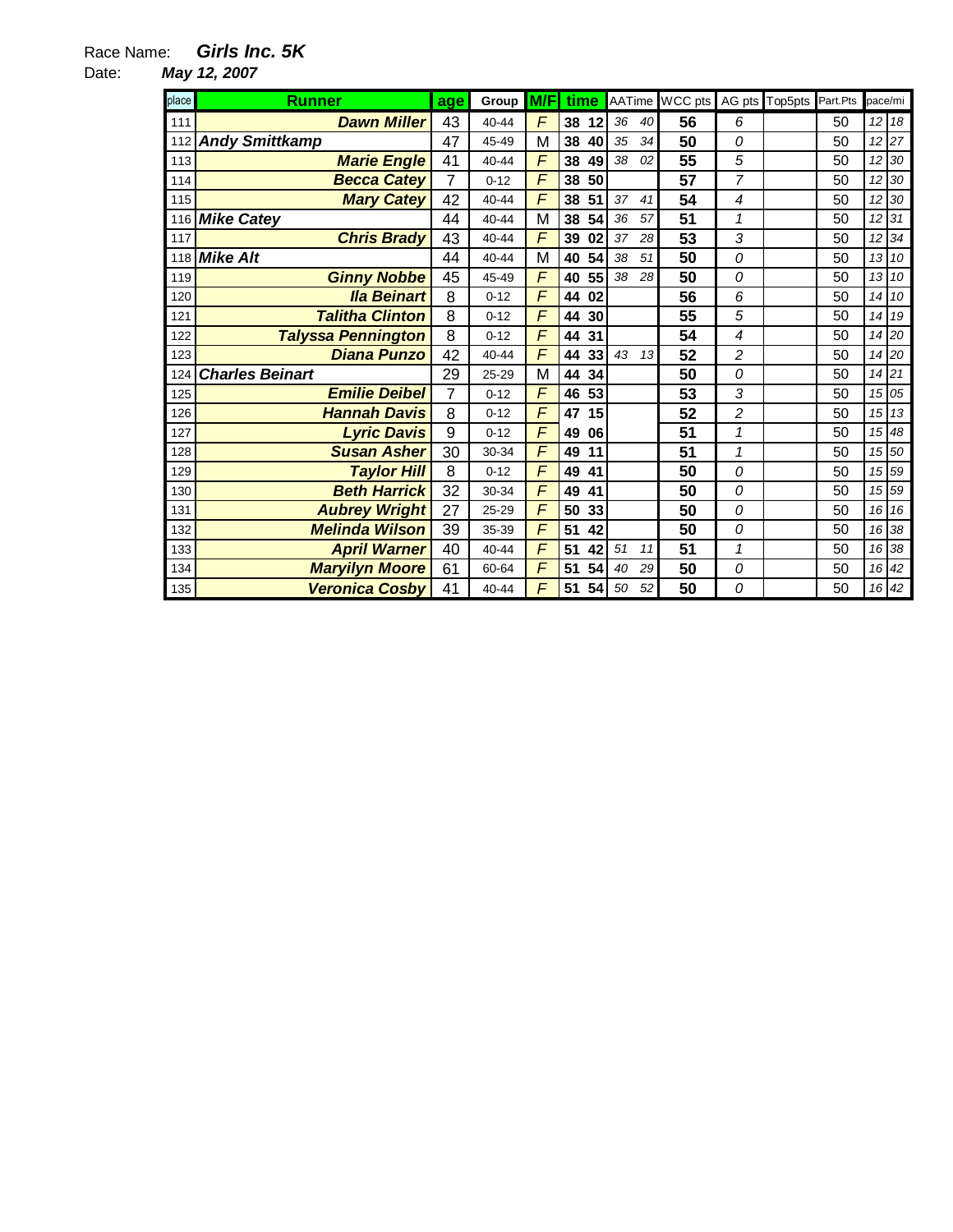Race Name: ***Girls Inc. 5K***

Date: ***May 12, 2007***

| place | Runner | age | Group | M/F | time | | AATime | | WCC pts | AG pts | Top5pts | Part.Pts | pace/mi | |
|---|---|---|---|---|---|---|---|---|---|---|---|---|---|---|
| 111 | Dawn Miller | 43 | 40-44 | F | 38 | 12 | 36 | 40 | 56 | 6 | | 50 | 12 | 18 |
| 112 | Andy Smittkamp | 47 | 45-49 | M | 38 | 40 | 35 | 34 | 50 | 0 | | 50 | 12 | 27 |
| 113 | Marie Engle | 41 | 40-44 | F | 38 | 49 | 38 | 02 | 55 | 5 | | 50 | 12 | 30 |
| 114 | Becca Catey | 7 | 0-12 | F | 38 | 50 | | | 57 | 7 | | 50 | 12 | 30 |
| 115 | Mary Catey | 42 | 40-44 | F | 38 | 51 | 37 | 41 | 54 | 4 | | 50 | 12 | 30 |
| 116 | Mike Catey | 44 | 40-44 | M | 38 | 54 | 36 | 57 | 51 | 1 | | 50 | 12 | 31 |
| 117 | Chris Brady | 43 | 40-44 | F | 39 | 02 | 37 | 28 | 53 | 3 | | 50 | 12 | 34 |
| 118 | Mike Alt | 44 | 40-44 | M | 40 | 54 | 38 | 51 | 50 | 0 | | 50 | 13 | 10 |
| 119 | Ginny Nobbe | 45 | 45-49 | F | 40 | 55 | 38 | 28 | 50 | 0 | | 50 | 13 | 10 |
| 120 | Ila Beinart | 8 | 0-12 | F | 44 | 02 | | | 56 | 6 | | 50 | 14 | 10 |
| 121 | Talitha Clinton | 8 | 0-12 | F | 44 | 30 | | | 55 | 5 | | 50 | 14 | 19 |
| 122 | Talyssa Pennington | 8 | 0-12 | F | 44 | 31 | | | 54 | 4 | | 50 | 14 | 20 |
| 123 | Diana Punzo | 42 | 40-44 | F | 44 | 33 | 43 | 13 | 52 | 2 | | 50 | 14 | 20 |
| 124 | Charles Beinart | 29 | 25-29 | M | 44 | 34 | | | 50 | 0 | | 50 | 14 | 21 |
| 125 | Emilie Deibel | 7 | 0-12 | F | 46 | 53 | | | 53 | 3 | | 50 | 15 | 05 |
| 126 | Hannah Davis | 8 | 0-12 | F | 47 | 15 | | | 52 | 2 | | 50 | 15 | 13 |
| 127 | Lyric Davis | 9 | 0-12 | F | 49 | 06 | | | 51 | 1 | | 50 | 15 | 48 |
| 128 | Susan Asher | 30 | 30-34 | F | 49 | 11 | | | 51 | 1 | | 50 | 15 | 50 |
| 129 | Taylor Hill | 8 | 0-12 | F | 49 | 41 | | | 50 | 0 | | 50 | 15 | 59 |
| 130 | Beth Harrick | 32 | 30-34 | F | 49 | 41 | | | 50 | 0 | | 50 | 15 | 59 |
| 131 | Aubrey Wright | 27 | 25-29 | F | 50 | 33 | | | 50 | 0 | | 50 | 16 | 16 |
| 132 | Melinda Wilson | 39 | 35-39 | F | 51 | 42 | | | 50 | 0 | | 50 | 16 | 38 |
| 133 | April Warner | 40 | 40-44 | F | 51 | 42 | 51 | 11 | 51 | 1 | | 50 | 16 | 38 |
| 134 | Maryilyn Moore | 61 | 60-64 | F | 51 | 54 | 40 | 29 | 50 | 0 | | 50 | 16 | 42 |
| 135 | Veronica Cosby | 41 | 40-44 | F | 51 | 54 | 50 | 52 | 50 | 0 | | 50 | 16 | 42 |